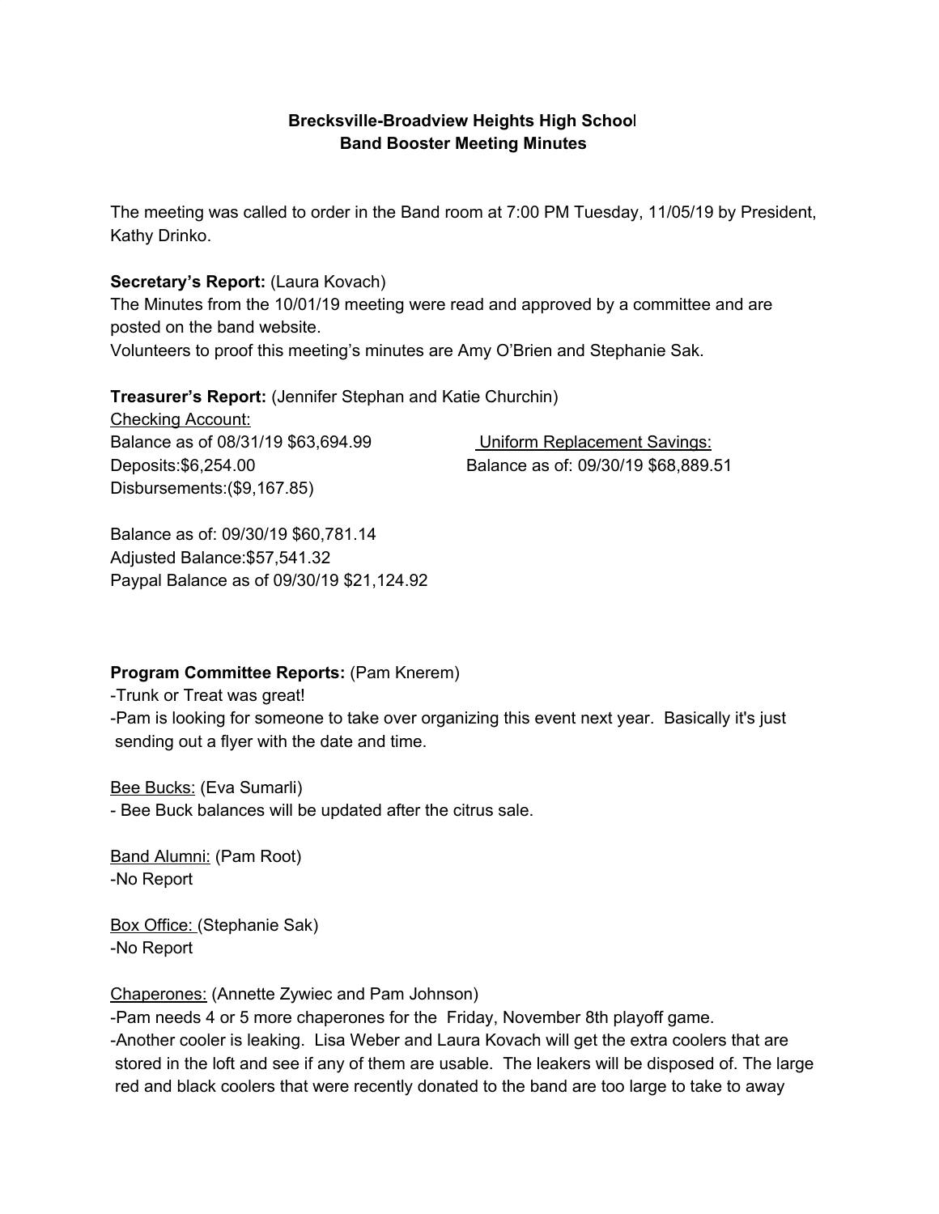**Brecksville-Broadview Heights High School**
**Band Booster Meeting Minutes**

The meeting was called to order in the Band room at 7:00 PM Tuesday, 11/05/19 by President, Kathy Drinko.

**Secretary's Report:** (Laura Kovach)
The Minutes from the 10/01/19 meeting were read and approved by a committee and are posted on the band website.
Volunteers to proof this meeting's minutes are Amy O'Brien and Stephanie Sak.

**Treasurer's Report:** (Jennifer Stephan and Katie Churchin)

Checking Account:
Balance as of 08/31/19 $63,694.99
Deposits:$6,254.00
Disbursements:($9,167.85)

Balance as of: 09/30/19 $60,781.14
Adjusted Balance:$57,541.32
Paypal Balance as of 09/30/19 $21,124.92

Uniform Replacement Savings:
Balance as of: 09/30/19 $68,889.51

**Program Committee Reports:** (Pam Knerem)
-Trunk or Treat was great!
-Pam is looking for someone to take over organizing this event next year. Basically it's just sending out a flyer with the date and time.

Bee Bucks: (Eva Sumarli)
- Bee Buck balances will be updated after the citrus sale.

Band Alumni: (Pam Root)
-No Report

Box Office: (Stephanie Sak)
-No Report

Chaperones: (Annette Zywiec and Pam Johnson)
-Pam needs 4 or 5 more chaperones for the Friday, November 8th playoff game.
-Another cooler is leaking. Lisa Weber and Laura Kovach will get the extra coolers that are stored in the loft and see if any of them are usable. The leakers will be disposed of. The large red and black coolers that were recently donated to the band are too large to take to away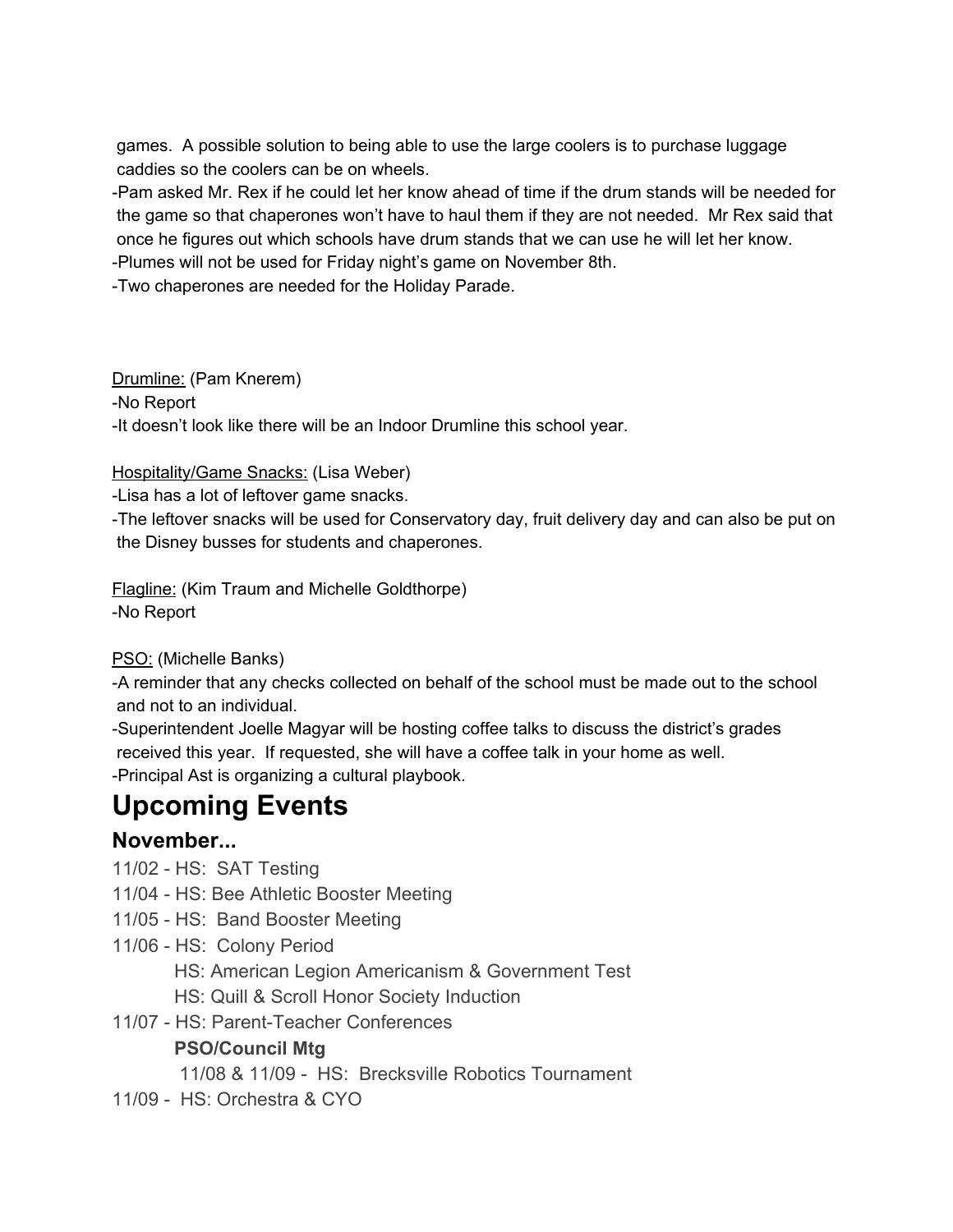games. A possible solution to being able to use the large coolers is to purchase luggage caddies so the coolers can be on wheels.

-Pam asked Mr. Rex if he could let her know ahead of time if the drum stands will be needed for the game so that chaperones won't have to haul them if they are not needed. Mr Rex said that once he figures out which schools have drum stands that we can use he will let her know.

-Plumes will not be used for Friday night's game on November 8th.

-Two chaperones are needed for the Holiday Parade.

<u>Drumline:</u> (Pam Knerem)

-No Report

-It doesn't look like there will be an Indoor Drumline this school year.

<u>Hospitality/Game Snacks:</u> (Lisa Weber)

-Lisa has a lot of leftover game snacks.

-The leftover snacks will be used for Conservatory day, fruit delivery day and can also be put on the Disney busses for students and chaperones.

<u>Flagline:</u> (Kim Traum and Michelle Goldthorpe)

-No Report

<u>PSO:</u> (Michelle Banks)

-A reminder that any checks collected on behalf of the school must be made out to the school and not to an individual.

-Superintendent Joelle Magyar will be hosting coffee talks to discuss the district's grades received this year. If requested, she will have a coffee talk in your home as well.

-Principal Ast is organizing a cultural playbook.

# Upcoming Events

## November...

11/02 - HS: SAT Testing

11/04 - HS: Bee Athletic Booster Meeting

11/05 - HS: Band Booster Meeting

11/06 - HS: Colony Period

HS: American Legion Americanism & Government Test

HS: Quill & Scroll Honor Society Induction

11/07 - HS: Parent-Teacher Conferences

**PSO/Council Mtg**

11/08 & 11/09 - HS: Brecksville Robotics Tournament

11/09 - HS: Orchestra & CYO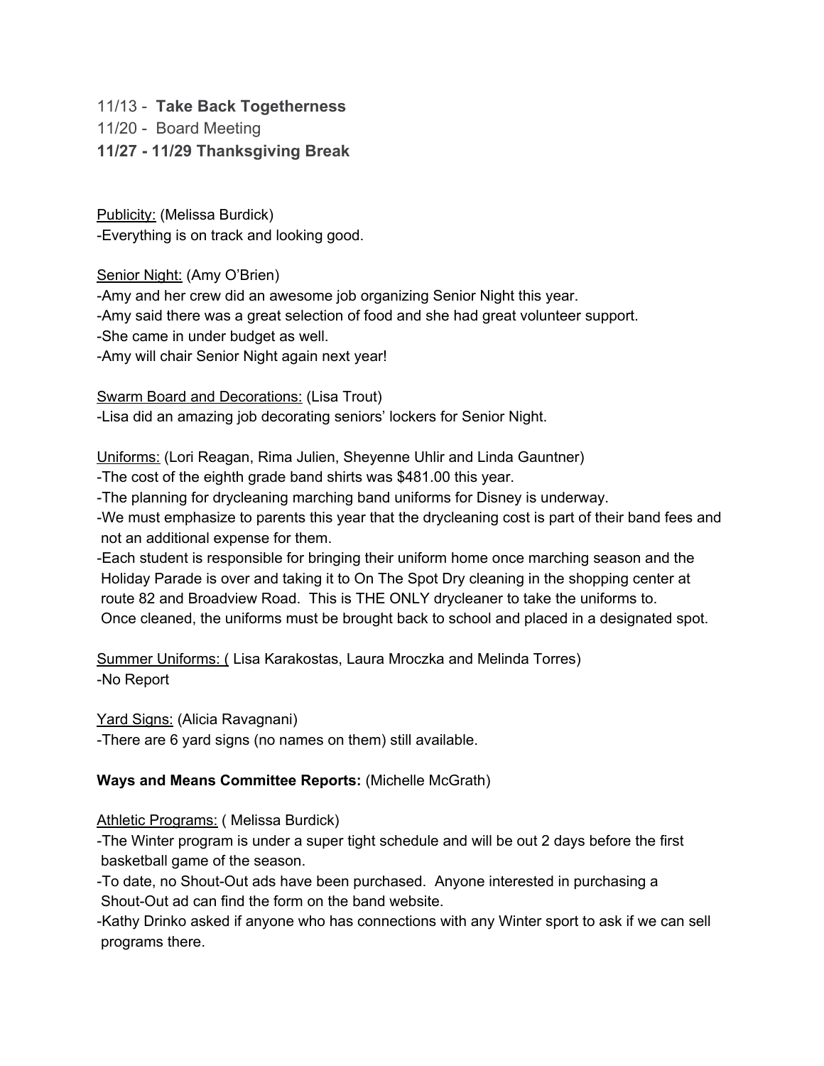11/13 - **Take Back Togetherness**
11/20 - Board Meeting
**11/27 - 11/29 Thanksgiving Break**

<u>Publicity:</u> (Melissa Burdick)
-Everything is on track and looking good.

<u>Senior Night:</u> (Amy O'Brien)
-Amy and her crew did an awesome job organizing Senior Night this year.
-Amy said there was a great selection of food and she had great volunteer support.
-She came in under budget as well.
-Amy will chair Senior Night again next year!

<u>Swarm Board and Decorations:</u> (Lisa Trout)
-Lisa did an amazing job decorating seniors' lockers for Senior Night.

<u>Uniforms:</u> (Lori Reagan, Rima Julien, Sheyenne Uhlir and Linda Gauntner)
-The cost of the eighth grade band shirts was $481.00 this year.
-The planning for drycleaning marching band uniforms for Disney is underway.
-We must emphasize to parents this year that the drycleaning cost is part of their band fees and not an additional expense for them.
-Each student is responsible for bringing their uniform home once marching season and the Holiday Parade is over and taking it to On The Spot Dry cleaning in the shopping center at route 82 and Broadview Road. This is THE ONLY drycleaner to take the uniforms to. Once cleaned, the uniforms must be brought back to school and placed in a designated spot.

<u>Summer Uniforms: (</u> Lisa Karakostas, Laura Mroczka and Melinda Torres)
-No Report

<u>Yard Signs:</u> (Alicia Ravagnani)
-There are 6 yard signs (no names on them) still available.

**Ways and Means Committee Reports:** (Michelle McGrath)

<u>Athletic Programs:</u> ( Melissa Burdick)
-The Winter program is under a super tight schedule and will be out 2 days before the first basketball game of the season.
-To date, no Shout-Out ads have been purchased. Anyone interested in purchasing a Shout-Out ad can find the form on the band website.
-Kathy Drinko asked if anyone who has connections with any Winter sport to ask if we can sell programs there.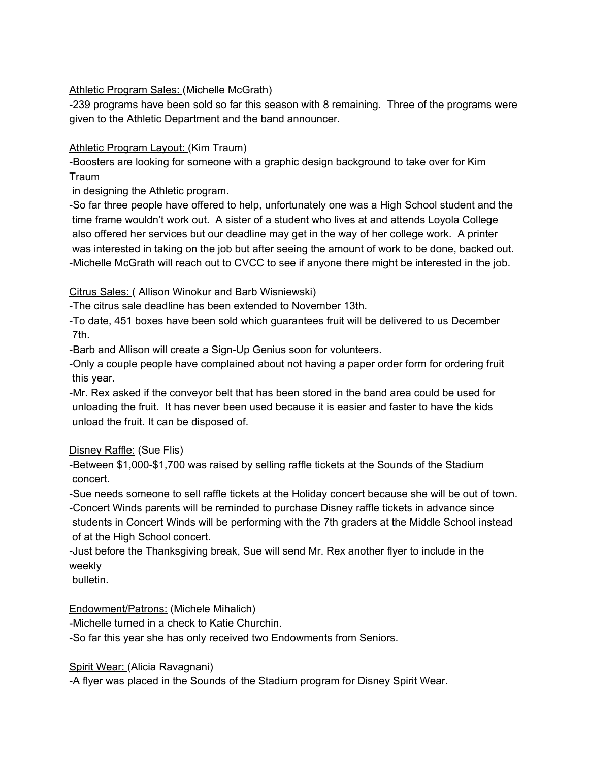Athletic Program Sales: (Michelle McGrath)

-239 programs have been sold so far this season with 8 remaining. Three of the programs were given to the Athletic Department and the band announcer.

Athletic Program Layout: (Kim Traum)

-Boosters are looking for someone with a graphic design background to take over for Kim Traum in designing the Athletic program.

-So far three people have offered to help, unfortunately one was a High School student and the time frame wouldn't work out. A sister of a student who lives at and attends Loyola College also offered her services but our deadline may get in the way of her college work. A printer was interested in taking on the job but after seeing the amount of work to be done, backed out.

-Michelle McGrath will reach out to CVCC to see if anyone there might be interested in the job.

Citrus Sales: ( Allison Winokur and Barb Wisniewski)

-The citrus sale deadline has been extended to November 13th.

-To date, 451 boxes have been sold which guarantees fruit will be delivered to us December 7th.

-Barb and Allison will create a Sign-Up Genius soon for volunteers.

-Only a couple people have complained about not having a paper order form for ordering fruit this year.

-Mr. Rex asked if the conveyor belt that has been stored in the band area could be used for unloading the fruit. It has never been used because it is easier and faster to have the kids unload the fruit. It can be disposed of.

Disney Raffle: (Sue Flis)

-Between $1,000-$1,700 was raised by selling raffle tickets at the Sounds of the Stadium concert.

-Sue needs someone to sell raffle tickets at the Holiday concert because she will be out of town.

-Concert Winds parents will be reminded to purchase Disney raffle tickets in advance since students in Concert Winds will be performing with the 7th graders at the Middle School instead of at the High School concert.

-Just before the Thanksgiving break, Sue will send Mr. Rex another flyer to include in the weekly bulletin.

Endowment/Patrons: (Michele Mihalich)

-Michelle turned in a check to Katie Churchin.

-So far this year she has only received two Endowments from Seniors.

Spirit Wear: (Alicia Ravagnani)

-A flyer was placed in the Sounds of the Stadium program for Disney Spirit Wear.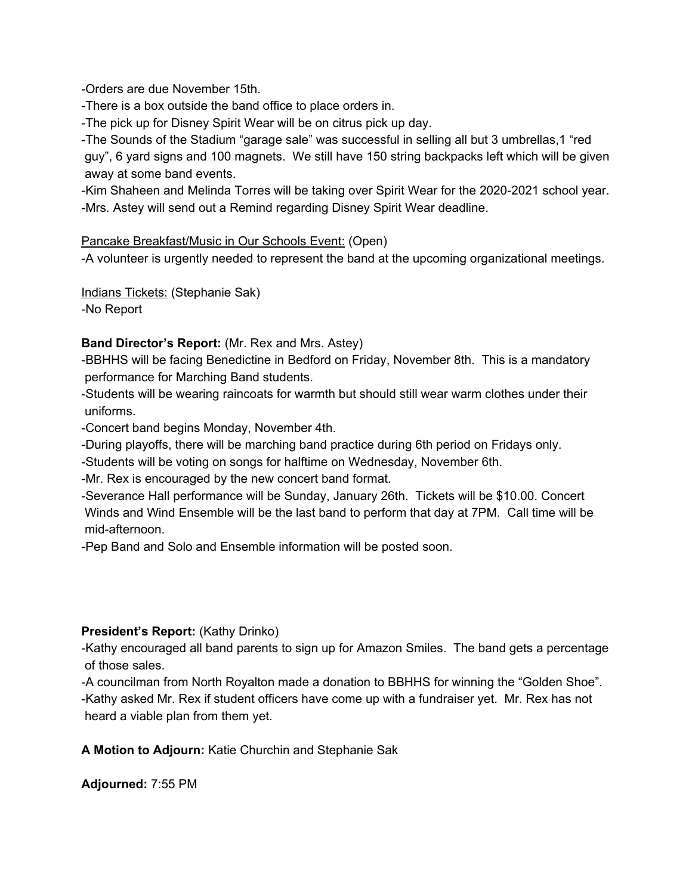-Orders are due November 15th.
-There is a box outside the band office to place orders in.
-The pick up for Disney Spirit Wear will be on citrus pick up day.
-The Sounds of the Stadium "garage sale" was successful in selling all but 3 umbrellas,1 "red guy", 6 yard signs and 100 magnets. We still have 150 string backpacks left which will be given away at some band events.
-Kim Shaheen and Melinda Torres will be taking over Spirit Wear for the 2020-2021 school year.
-Mrs. Astey will send out a Remind regarding Disney Spirit Wear deadline.

<u>Pancake Breakfast/Music in Our Schools Event:</u> (Open)
-A volunteer is urgently needed to represent the band at the upcoming organizational meetings.

<u>Indians Tickets:</u> (Stephanie Sak)
-No Report

**Band Director's Report:** (Mr. Rex and Mrs. Astey)
-BBHHS will be facing Benedictine in Bedford on Friday, November 8th. This is a mandatory performance for Marching Band students.
-Students will be wearing raincoats for warmth but should still wear warm clothes under their uniforms.
-Concert band begins Monday, November 4th.
-During playoffs, there will be marching band practice during 6th period on Fridays only.
-Students will be voting on songs for halftime on Wednesday, November 6th.
-Mr. Rex is encouraged by the new concert band format.
-Severance Hall performance will be Sunday, January 26th. Tickets will be $10.00. Concert Winds and Wind Ensemble will be the last band to perform that day at 7PM. Call time will be mid-afternoon.
-Pep Band and Solo and Ensemble information will be posted soon.

**President's Report:** (Kathy Drinko)
-Kathy encouraged all band parents to sign up for Amazon Smiles. The band gets a percentage of those sales.
-A councilman from North Royalton made a donation to BBHHS for winning the "Golden Shoe".
-Kathy asked Mr. Rex if student officers have come up with a fundraiser yet. Mr. Rex has not heard a viable plan from them yet.

**A Motion to Adjourn:** Katie Churchin and Stephanie Sak

**Adjourned:** 7:55 PM